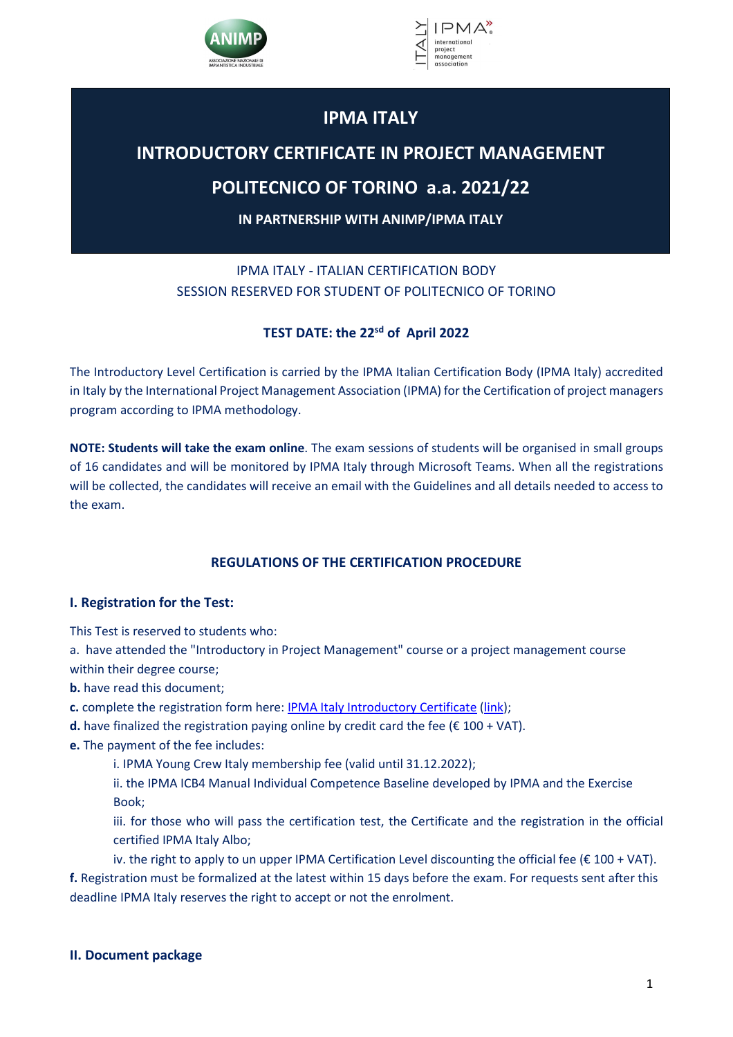# IPMA ITALY

# INTRODUCTORY CERTIFICATE IN PROJECT MANAGEMENT

# POLITECNICO OF TORINO a.a. 2021/22

**IN PARTNERSHIP WITH ANIMP/IPMA ITALY**

IPMA ITALY - ITALIAN CERTIFICATION BODY
SESSION RESERVED FOR STUDENT OF POLITECNICO OF TORINO

**TEST DATE: the 22sd of April 2022**

The Introductory Level Certification is carried by the IPMA Italian Certification Body (IPMA Italy) accredited in Italy by the International Project Management Association (IPMA) for the Certification of project managers program according to IPMA methodology.

**NOTE: Students will take the exam online**. The exam sessions of students will be organised in small groups of 16 candidates and will be monitored by IPMA Italy through Microsoft Teams. When all the registrations will be collected, the candidates will receive an email with the Guidelines and all details needed to access to the exam.

## REGULATIONS OF THE CERTIFICATION PROCEDURE

### I. Registration for the Test:

This Test is reserved to students who:

a. have attended the "Introductory in Project Management" course or a project management course within their degree course;

**b.** have read this document;

**c.** complete the registration form here: IPMA Italy Introductory Certificate (link);

**d.** have finalized the registration paying online by credit card the fee (€ 100 + VAT).

**e.** The payment of the fee includes:

i. IPMA Young Crew Italy membership fee (valid until 31.12.2022);

ii. the IPMA ICB4 Manual Individual Competence Baseline developed by IPMA and the Exercise Book;

iii. for those who will pass the certification test, the Certificate and the registration in the official certified IPMA Italy Albo;

iv. the right to apply to un upper IPMA Certification Level discounting the official fee (€ 100 + VAT).

**f.** Registration must be formalized at the latest within 15 days before the exam. For requests sent after this deadline IPMA Italy reserves the right to accept or not the enrolment.

### II. Document package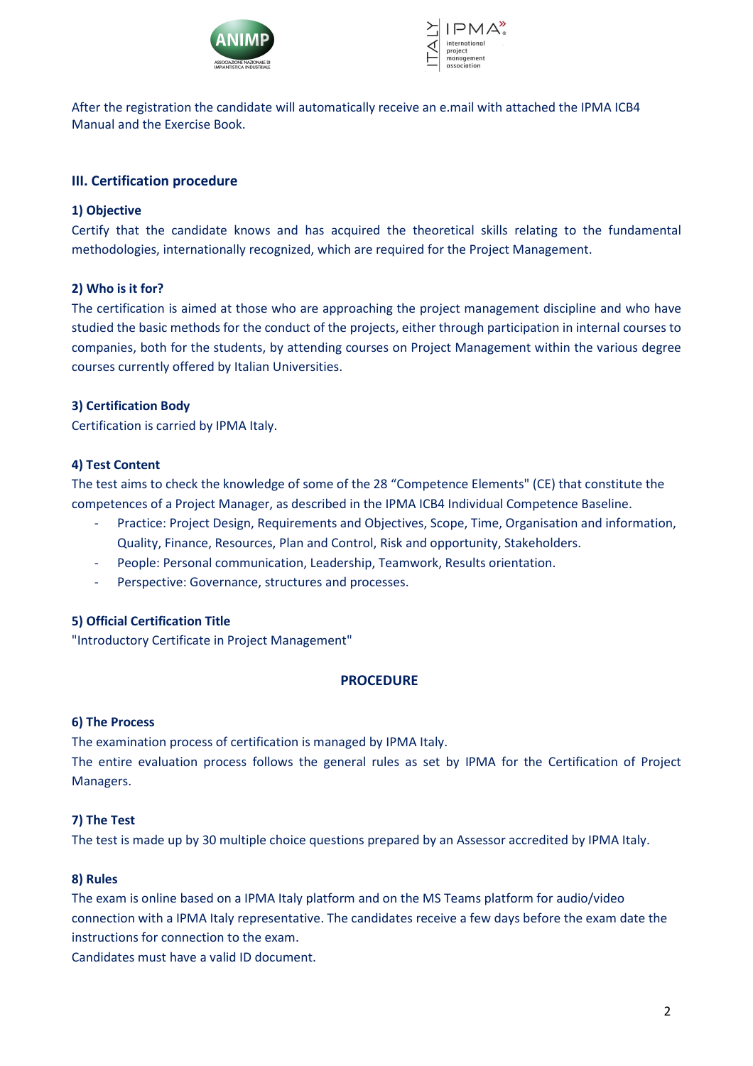After the registration the candidate will automatically receive an e.mail with attached the IPMA ICB4 Manual and the Exercise Book.

## III. Certification procedure

### 1) Objective

Certify that the candidate knows and has acquired the theoretical skills relating to the fundamental methodologies, internationally recognized, which are required for the Project Management.

### 2) Who is it for?

The certification is aimed at those who are approaching the project management discipline and who have studied the basic methods for the conduct of the projects, either through participation in internal courses to companies, both for the students, by attending courses on Project Management within the various degree courses currently offered by Italian Universities.

### 3) Certification Body

Certification is carried by IPMA Italy.

### 4) Test Content

The test aims to check the knowledge of some of the 28 "Competence Elements" (CE) that constitute the competences of a Project Manager, as described in the IPMA ICB4 Individual Competence Baseline.

- Practice: Project Design, Requirements and Objectives, Scope, Time, Organisation and information, Quality, Finance, Resources, Plan and Control, Risk and opportunity, Stakeholders.
- People: Personal communication, Leadership, Teamwork, Results orientation.
- Perspective: Governance, structures and processes.

### 5) Official Certification Title

"Introductory Certificate in Project Management"

## PROCEDURE

### 6) The Process

The examination process of certification is managed by IPMA Italy.

The entire evaluation process follows the general rules as set by IPMA for the Certification of Project Managers.

### 7) The Test

The test is made up by 30 multiple choice questions prepared by an Assessor accredited by IPMA Italy.

### 8) Rules

The exam is online based on a IPMA Italy platform and on the MS Teams platform for audio/video connection with a IPMA Italy representative. The candidates receive a few days before the exam date the instructions for connection to the exam.

Candidates must have a valid ID document.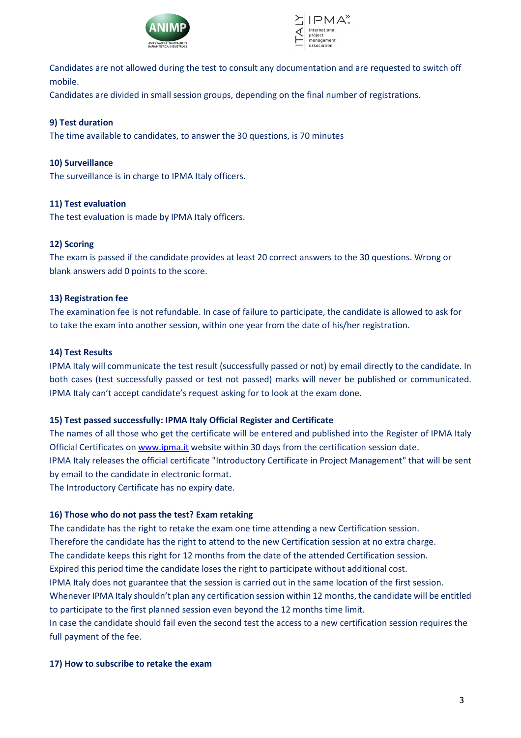Candidates are not allowed during the test to consult any documentation and are requested to switch off mobile.

Candidates are divided in small session groups, depending on the final number of registrations.

**9) Test duration**

The time available to candidates, to answer the 30 questions, is 70 minutes

**10) Surveillance**

The surveillance is in charge to IPMA Italy officers.

**11) Test evaluation**

The test evaluation is made by IPMA Italy officers.

**12) Scoring**

The exam is passed if the candidate provides at least 20 correct answers to the 30 questions. Wrong or blank answers add 0 points to the score.

**13) Registration fee**

The examination fee is not refundable. In case of failure to participate, the candidate is allowed to ask for to take the exam into another session, within one year from the date of his/her registration.

**14) Test Results**

IPMA Italy will communicate the test result (successfully passed or not) by email directly to the candidate. In both cases (test successfully passed or test not passed) marks will never be published or communicated. IPMA Italy can't accept candidate's request asking for to look at the exam done.

**15) Test passed successfully: IPMA Italy Official Register and Certificate**

The names of all those who get the certificate will be entered and published into the Register of IPMA Italy Official Certificates on [www.ipma.it](http://www.ipma.it) website within 30 days from the certification session date.

IPMA Italy releases the official certificate "Introductory Certificate in Project Management" that will be sent by email to the candidate in electronic format.

The Introductory Certificate has no expiry date.

**16) Those who do not pass the test? Exam retaking**

The candidate has the right to retake the exam one time attending a new Certification session.

Therefore the candidate has the right to attend to the new Certification session at no extra charge.

The candidate keeps this right for 12 months from the date of the attended Certification session.

Expired this period time the candidate loses the right to participate without additional cost.

IPMA Italy does not guarantee that the session is carried out in the same location of the first session.

Whenever IPMA Italy shouldn't plan any certification session within 12 months, the candidate will be entitled to participate to the first planned session even beyond the 12 months time limit.

In case the candidate should fail even the second test the access to a new certification session requires the full payment of the fee.

**17) How to subscribe to retake the exam**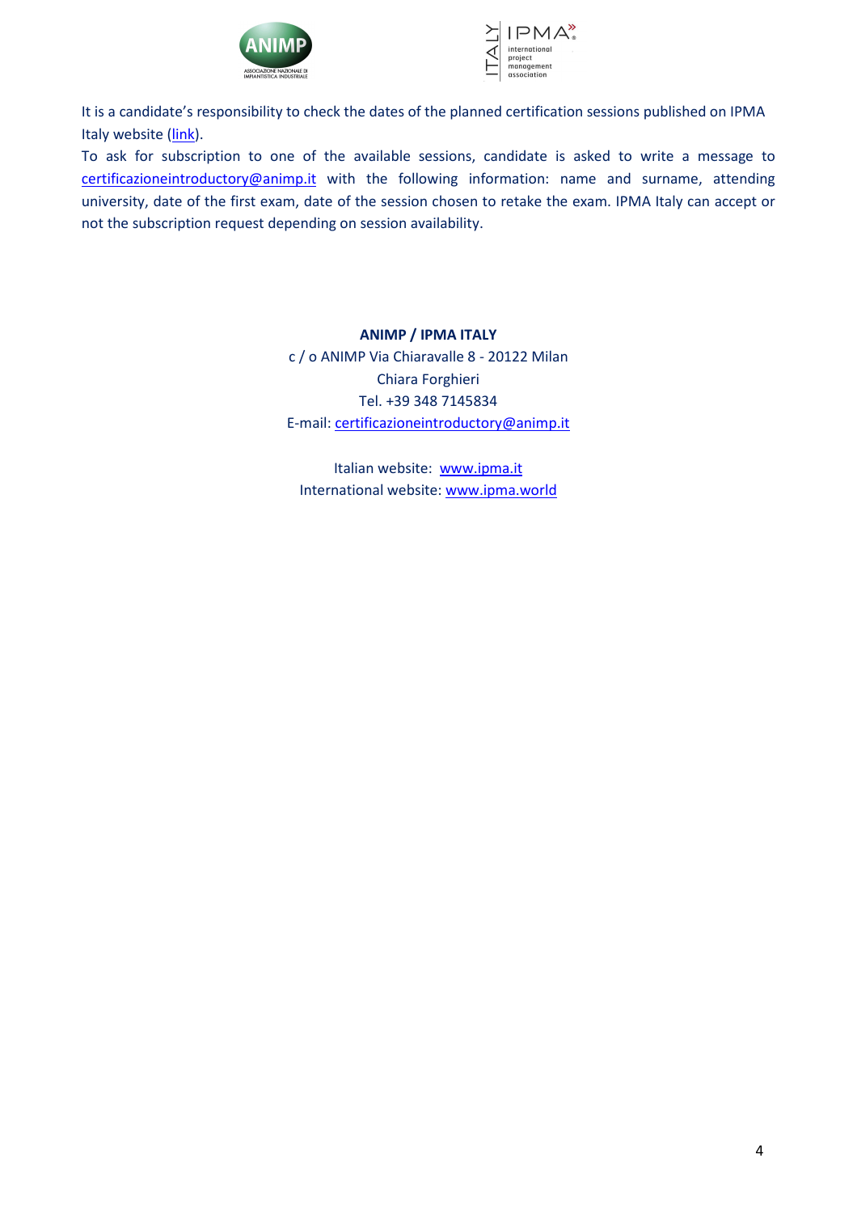It is a candidate's responsibility to check the dates of the planned certification sessions published on IPMA Italy website (link).

To ask for subscription to one of the available sessions, candidate is asked to write a message to certificazioneintroductory@animp.it with the following information: name and surname, attending university, date of the first exam, date of the session chosen to retake the exam. IPMA Italy can accept or not the subscription request depending on session availability.

**ANIMP / IPMA ITALY**
c / o ANIMP Via Chiaravalle 8 - 20122 Milan
Chiara Forghieri
Tel. +39 348 7145834
E-mail: certificazioneintroductory@animp.it

Italian website: www.ipma.it
International website: www.ipma.world